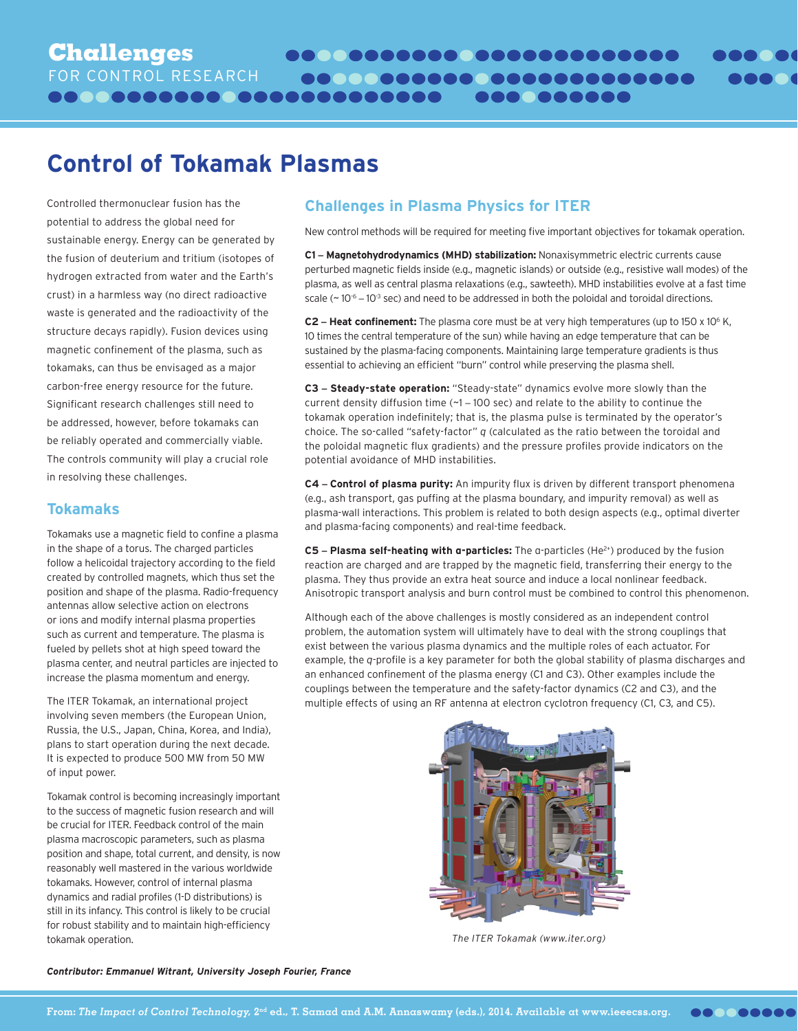# Challenges FOR CONTROL RESEARCH

# Control of Tokamak Plasmas

Controlled thermonuclear fusion has the potential to address the global need for sustainable energy. Energy can be generated by the fusion of deuterium and tritium (isotopes of hydrogen extracted from water and the Earth's crust) in a harmless way (no direct radioactive waste is generated and the radioactivity of the structure decays rapidly). Fusion devices using magnetic confinement of the plasma, such as tokamaks, can thus be envisaged as a major carbon-free energy resource for the future. Significant research challenges still need to be addressed, however, before tokamaks can be reliably operated and commercially viable. The controls community will play a crucial role in resolving these challenges.

## Tokamaks

Tokamaks use a magnetic field to confine a plasma in the shape of a torus. The charged particles follow a helicoidal trajectory according to the field created by controlled magnets, which thus set the position and shape of the plasma. Radio-frequency antennas allow selective action on electrons or ions and modify internal plasma properties such as current and temperature. The plasma is fueled by pellets shot at high speed toward the plasma center, and neutral particles are injected to increase the plasma momentum and energy.

The ITER Tokamak, an international project involving seven members (the European Union, Russia, the U.S., Japan, China, Korea, and India), plans to start operation during the next decade. It is expected to produce 500 MW from 50 MW of input power.

Tokamak control is becoming increasingly important to the success of magnetic fusion research and will be crucial for ITER. Feedback control of the main plasma macroscopic parameters, such as plasma position and shape, total current, and density, is now reasonably well mastered in the various worldwide tokamaks. However, control of internal plasma dynamics and radial profiles (1-D distributions) is still in its infancy. This control is likely to be crucial for robust stability and to maintain high-efficiency tokamak operation.

## Challenges in Plasma Physics for ITER

New control methods will be required for meeting five important objectives for tokamak operation.

**C1 – Magnetohydrodynamics (MHD) stabilization:** Nonaxisymmetric electric currents cause perturbed magnetic fields inside (e.g., magnetic islands) or outside (e.g., resistive wall modes) of the plasma, as well as central plasma relaxations (e.g., sawteeth). MHD instabilities evolve at a fast time scale (~ $10^{-6}$ – $10^{-3}$ sec) and need to be addressed in both the poloidal and toroidal directions.

**C2 – Heat confinement:** The plasma core must be at very high temperatures (up to 150 x $10^6$ K, 10 times the central temperature of the sun) while having an edge temperature that can be sustained by the plasma-facing components. Maintaining large temperature gradients is thus essential to achieving an efficient "burn" control while preserving the plasma shell.

**C3 – Steady-state operation:** "Steady-state" dynamics evolve more slowly than the current density diffusion time (~1 – 100 sec) and relate to the ability to continue the tokamak operation indefinitely; that is, the plasma pulse is terminated by the operator's choice. The so-called "safety-factor" $q$ (calculated as the ratio between the toroidal and the poloidal magnetic flux gradients) and the pressure profiles provide indicators on the potential avoidance of MHD instabilities.

**C4 – Control of plasma purity:** An impurity flux is driven by different transport phenomena (e.g., ash transport, gas puffing at the plasma boundary, and impurity removal) as well as plasma-wall interactions. This problem is related to both design aspects (e.g., optimal diverter and plasma-facing components) and real-time feedback.

**C5 – Plasma self-heating with α-particles:** The α-particles ($He^{2+}$) produced by the fusion reaction are charged and are trapped by the magnetic field, transferring their energy to the plasma. They thus provide an extra heat source and induce a local nonlinear feedback. Anisotropic transport analysis and burn control must be combined to control this phenomenon.

Although each of the above challenges is mostly considered as an independent control problem, the automation system will ultimately have to deal with the strong couplings that exist between the various plasma dynamics and the multiple roles of each actuator. For example, the $q$-profile is a key parameter for both the global stability of plasma discharges and an enhanced confinement of the plasma energy (C1 and C3). Other examples include the couplings between the temperature and the safety-factor dynamics (C2 and C3), and the multiple effects of using an RF antenna at electron cyclotron frequency (C1, C3, and C5).

*The ITER Tokamak (www.iter.org)*

***Contributor: Emmanuel Witrant, University Joseph Fourier, France***

From: *The Impact of Control Technology*, 2nd ed., T. Samad and A.M. Annaswamy (eds.), 2014. Available at www.ieeecss.org.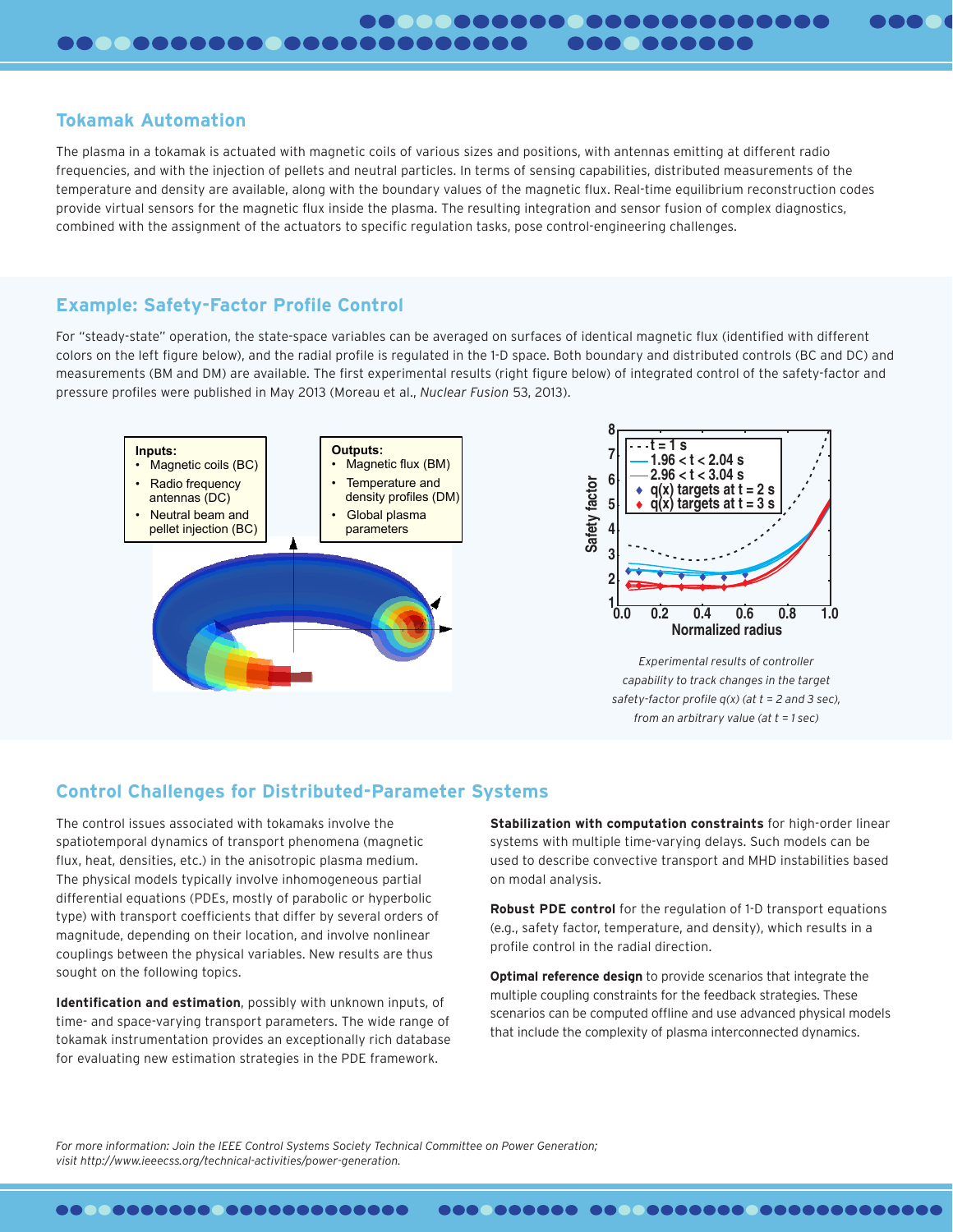## Tokamak Automation

The plasma in a tokamak is actuated with magnetic coils of various sizes and positions, with antennas emitting at different radio frequencies, and with the injection of pellets and neutral particles. In terms of sensing capabilities, distributed measurements of the temperature and density are available, along with the boundary values of the magnetic flux. Real-time equilibrium reconstruction codes provide virtual sensors for the magnetic flux inside the plasma. The resulting integration and sensor fusion of complex diagnostics, combined with the assignment of the actuators to specific regulation tasks, pose control-engineering challenges.

## Example: Safety-Factor Profile Control

For "steady-state" operation, the state-space variables can be averaged on surfaces of identical magnetic flux (identified with different colors on the left figure below), and the radial profile is regulated in the 1-D space. Both boundary and distributed controls (BC and DC) and measurements (BM and DM) are available. The first experimental results (right figure below) of integrated control of the safety-factor and pressure profiles were published in May 2013 (Moreau et al., *Nuclear Fusion* 53, 2013).

**Inputs:**
- Magnetic coils (BC)
- Radio frequency antennas (DC)
- Neutral beam and pellet injection (BC)

**Outputs:**
- Magnetic flux (BM)
- Temperature and density profiles (DM)
- Global plasma parameters

Safety factor
Normalized radius
t = 1 s
1.96 < t < 2.04 s
2.96 < t < 3.04 s
q(x) targets at t = 2 s
q(x) targets at t = 3 s

*Experimental results of controller capability to track changes in the target safety-factor profile q(x) (at t = 2 and 3 sec), from an arbitrary value (at t = 1 sec)*

## Control Challenges for Distributed-Parameter Systems

The control issues associated with tokamaks involve the spatiotemporal dynamics of transport phenomena (magnetic flux, heat, densities, etc.) in the anisotropic plasma medium. The physical models typically involve inhomogeneous partial differential equations (PDEs, mostly of parabolic or hyperbolic type) with transport coefficients that differ by several orders of magnitude, depending on their location, and involve nonlinear couplings between the physical variables. New results are thus sought on the following topics.

**Identification and estimation**, possibly with unknown inputs, of time- and space-varying transport parameters. The wide range of tokamak instrumentation provides an exceptionally rich database for evaluating new estimation strategies in the PDE framework.

**Stabilization with computation constraints** for high-order linear systems with multiple time-varying delays. Such models can be used to describe convective transport and MHD instabilities based on modal analysis.

**Robust PDE control** for the regulation of 1-D transport equations (e.g., safety factor, temperature, and density), which results in a profile control in the radial direction.

**Optimal reference design** to provide scenarios that integrate the multiple coupling constraints for the feedback strategies. These scenarios can be computed offline and use advanced physical models that include the complexity of plasma interconnected dynamics.

*For more information: Join the IEEE Control Systems Society Technical Committee on Power Generation; visit http://www.ieeecss.org/technical-activities/power-generation.*